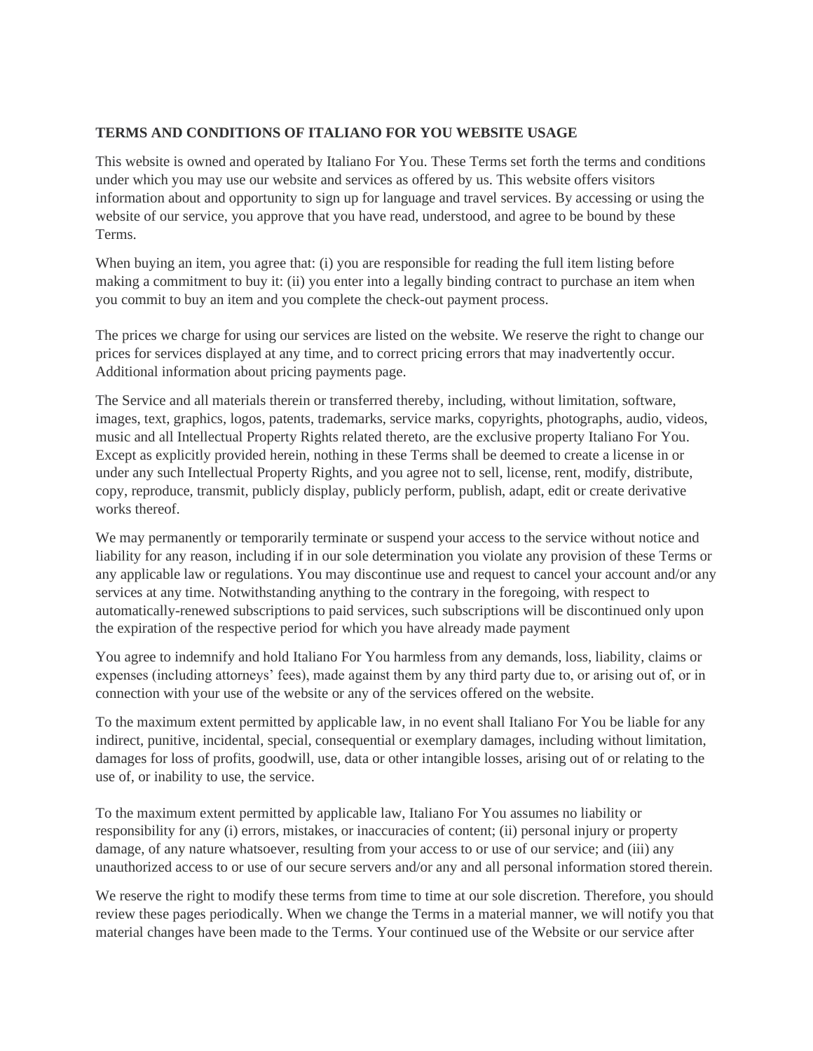**TERMS AND CONDITIONS OF ITALIANO FOR YOU WEBSITE USAGE**

This website is owned and operated by Italiano For You. These Terms set forth the terms and conditions under which you may use our website and services as offered by us. This website offers visitors information about and opportunity to sign up for language and travel services. By accessing or using the website of our service, you approve that you have read, understood, and agree to be bound by these Terms.

When buying an item, you agree that: (i) you are responsible for reading the full item listing before making a commitment to buy it: (ii) you enter into a legally binding contract to purchase an item when you commit to buy an item and you complete the check-out payment process.

The prices we charge for using our services are listed on the website. We reserve the right to change our prices for services displayed at any time, and to correct pricing errors that may inadvertently occur. Additional information about pricing payments page.

The Service and all materials therein or transferred thereby, including, without limitation, software, images, text, graphics, logos, patents, trademarks, service marks, copyrights, photographs, audio, videos, music and all Intellectual Property Rights related thereto, are the exclusive property Italiano For You. Except as explicitly provided herein, nothing in these Terms shall be deemed to create a license in or under any such Intellectual Property Rights, and you agree not to sell, license, rent, modify, distribute, copy, reproduce, transmit, publicly display, publicly perform, publish, adapt, edit or create derivative works thereof.

We may permanently or temporarily terminate or suspend your access to the service without notice and liability for any reason, including if in our sole determination you violate any provision of these Terms or any applicable law or regulations. You may discontinue use and request to cancel your account and/or any services at any time. Notwithstanding anything to the contrary in the foregoing, with respect to automatically-renewed subscriptions to paid services, such subscriptions will be discontinued only upon the expiration of the respective period for which you have already made payment

You agree to indemnify and hold Italiano For You harmless from any demands, loss, liability, claims or expenses (including attorneys' fees), made against them by any third party due to, or arising out of, or in connection with your use of the website or any of the services offered on the website.

To the maximum extent permitted by applicable law, in no event shall Italiano For You be liable for any indirect, punitive, incidental, special, consequential or exemplary damages, including without limitation, damages for loss of profits, goodwill, use, data or other intangible losses, arising out of or relating to the use of, or inability to use, the service.

To the maximum extent permitted by applicable law, Italiano For You assumes no liability or responsibility for any (i) errors, mistakes, or inaccuracies of content; (ii) personal injury or property damage, of any nature whatsoever, resulting from your access to or use of our service; and (iii) any unauthorized access to or use of our secure servers and/or any and all personal information stored therein.

We reserve the right to modify these terms from time to time at our sole discretion. Therefore, you should review these pages periodically. When we change the Terms in a material manner, we will notify you that material changes have been made to the Terms. Your continued use of the Website or our service after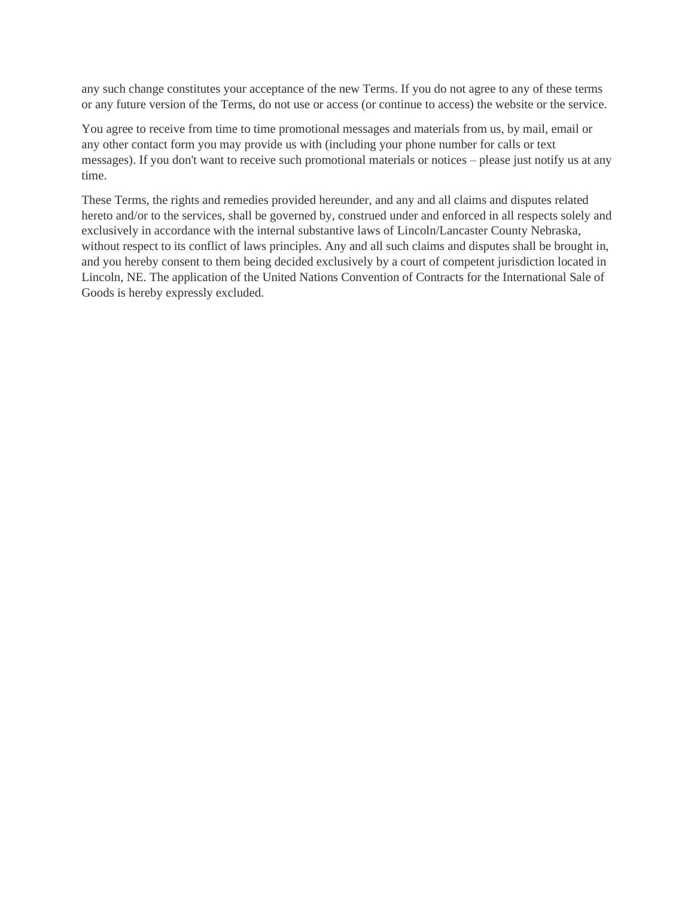any such change constitutes your acceptance of the new Terms. If you do not agree to any of these terms or any future version of the Terms, do not use or access (or continue to access) the website or the service.

You agree to receive from time to time promotional messages and materials from us, by mail, email or any other contact form you may provide us with (including your phone number for calls or text messages). If you don't want to receive such promotional materials or notices – please just notify us at any time.

These Terms, the rights and remedies provided hereunder, and any and all claims and disputes related hereto and/or to the services, shall be governed by, construed under and enforced in all respects solely and exclusively in accordance with the internal substantive laws of Lincoln/Lancaster County Nebraska, without respect to its conflict of laws principles. Any and all such claims and disputes shall be brought in, and you hereby consent to them being decided exclusively by a court of competent jurisdiction located in Lincoln, NE. The application of the United Nations Convention of Contracts for the International Sale of Goods is hereby expressly excluded.